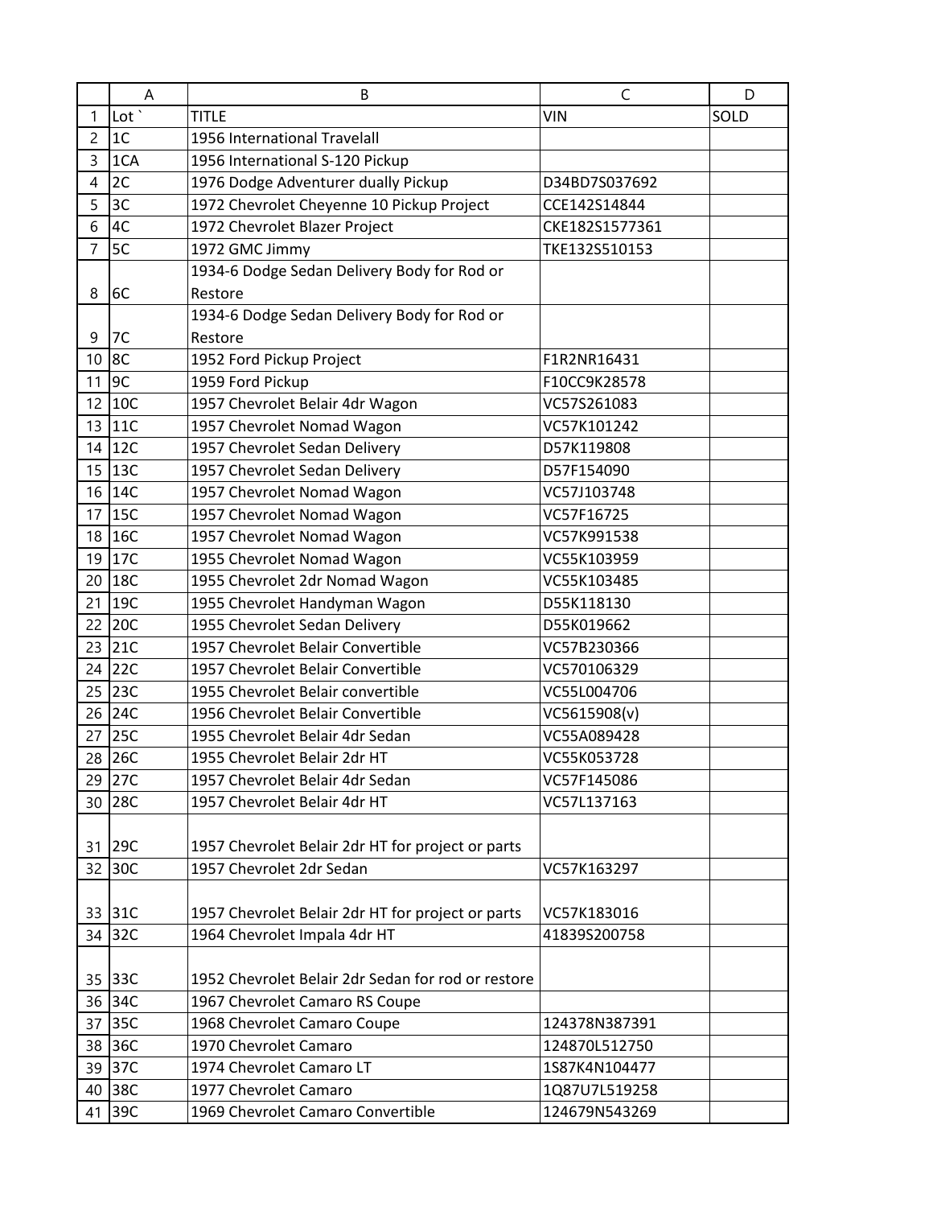| | A | B | C | D |
|---|---|---|---|---|
| 1 | Lot ` | TITLE | VIN | SOLD |
| 2 | 1C | 1956 International Travelall | | |
| 3 | 1CA | 1956 International S-120 Pickup | | |
| 4 | 2C | 1976 Dodge Adventurer dually Pickup | D34BD7S037692 | |
| 5 | 3C | 1972 Chevrolet Cheyenne 10 Pickup Project | CCE142S14844 | |
| 6 | 4C | 1972 Chevrolet Blazer Project | CKE182S1577361 | |
| 7 | 5C | 1972 GMC Jimmy | TKE132S510153 | |
| 8 | 6C | 1934-6 Dodge Sedan Delivery Body for Rod or Restore | | |
| 9 | 7C | 1934-6 Dodge Sedan Delivery Body for Rod or Restore | | |
| 10 | 8C | 1952 Ford Pickup Project | F1R2NR16431 | |
| 11 | 9C | 1959 Ford Pickup | F10CC9K28578 | |
| 12 | 10C | 1957 Chevrolet Belair 4dr Wagon | VC57S261083 | |
| 13 | 11C | 1957 Chevrolet Nomad Wagon | VC57K101242 | |
| 14 | 12C | 1957 Chevrolet Sedan Delivery | D57K119808 | |
| 15 | 13C | 1957 Chevrolet Sedan Delivery | D57F154090 | |
| 16 | 14C | 1957 Chevrolet Nomad Wagon | VC57J103748 | |
| 17 | 15C | 1957 Chevrolet Nomad Wagon | VC57F16725 | |
| 18 | 16C | 1957 Chevrolet Nomad Wagon | VC57K991538 | |
| 19 | 17C | 1955 Chevrolet Nomad Wagon | VC55K103959 | |
| 20 | 18C | 1955 Chevrolet 2dr Nomad Wagon | VC55K103485 | |
| 21 | 19C | 1955 Chevrolet Handyman Wagon | D55K118130 | |
| 22 | 20C | 1955 Chevrolet Sedan Delivery | D55K019662 | |
| 23 | 21C | 1957 Chevrolet Belair Convertible | VC57B230366 | |
| 24 | 22C | 1957 Chevrolet Belair Convertible | VC570106329 | |
| 25 | 23C | 1955 Chevrolet Belair convertible | VC55L004706 | |
| 26 | 24C | 1956 Chevrolet Belair Convertible | VC5615908(v) | |
| 27 | 25C | 1955 Chevrolet Belair 4dr Sedan | VC55A089428 | |
| 28 | 26C | 1955 Chevrolet Belair 2dr HT | VC55K053728 | |
| 29 | 27C | 1957 Chevrolet Belair 4dr Sedan | VC57F145086 | |
| 30 | 28C | 1957 Chevrolet Belair 4dr HT | VC57L137163 | |
| 31 | 29C | 1957 Chevrolet Belair 2dr HT for project or parts | | |
| 32 | 30C | 1957 Chevrolet 2dr Sedan | VC57K163297 | |
| 33 | 31C | 1957 Chevrolet Belair 2dr HT for project or parts | VC57K183016 | |
| 34 | 32C | 1964 Chevrolet Impala 4dr HT | 41839S200758 | |
| 35 | 33C | 1952 Chevrolet Belair 2dr Sedan for rod or restore | | |
| 36 | 34C | 1967 Chevrolet Camaro RS Coupe | | |
| 37 | 35C | 1968 Chevrolet Camaro Coupe | 124378N387391 | |
| 38 | 36C | 1970 Chevrolet Camaro | 124870L512750 | |
| 39 | 37C | 1974 Chevrolet Camaro LT | 1S87K4N104477 | |
| 40 | 38C | 1977 Chevrolet Camaro | 1Q87U7L519258 | |
| 41 | 39C | 1969 Chevrolet Camaro Convertible | 124679N543269 | |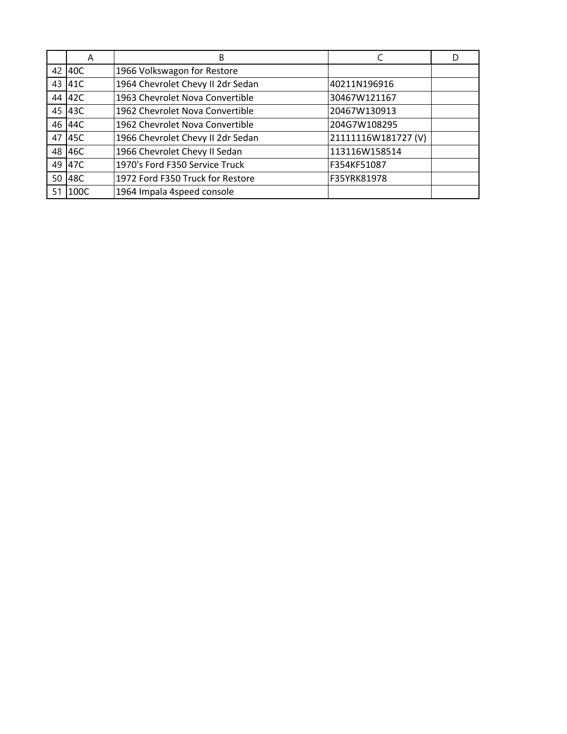| | A | B | C | D |
|---|---|---|---|---|
| 42 | 40C | 1966 Volkswagon for Restore | | |
| 43 | 41C | 1964 Chevrolet Chevy II 2dr Sedan | 40211N196916 | |
| 44 | 42C | 1963 Chevrolet Nova Convertible | 30467W121167 | |
| 45 | 43C | 1962 Chevrolet Nova Convertible | 20467W130913 | |
| 46 | 44C | 1962 Chevrolet Nova Convertible | 204G7W108295 | |
| 47 | 45C | 1966 Chevrolet Chevy II 2dr Sedan | 21111116W181727 (V) | |
| 48 | 46C | 1966 Chevrolet Chevy II Sedan | 113116W158514 | |
| 49 | 47C | 1970's Ford F350 Service Truck | F354KF51087 | |
| 50 | 48C | 1972 Ford F350 Truck for Restore | F35YRK81978 | |
| 51 | 100C | 1964 Impala 4speed console | | |